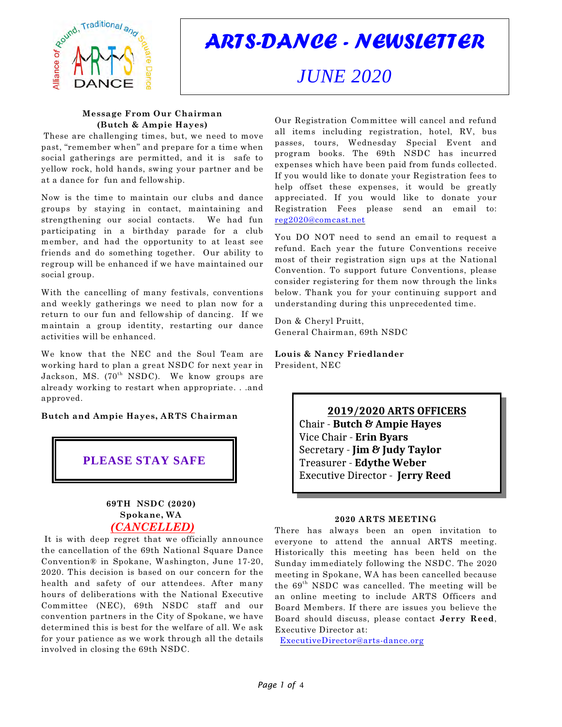# ARTS-DANCE - NEWSLETTER

## JUNE 2020

### Message From Our Chairman
**(Butch & Ampie Hayes)**

These are challenging times, but, we need to move past, "remember when" and prepare for a time when social gatherings are permitted, and it is safe to yellow rock, hold hands, swing your partner and be at a dance for fun and fellowship.

Now is the time to maintain our clubs and dance groups by staying in contact, maintaining and strengthening our social contacts. We had fun participating in a birthday parade for a club member, and had the opportunity to at least see friends and do something together. Our ability to regroup will be enhanced if we have maintained our social group.

With the cancelling of many festivals, conventions and weekly gatherings we need to plan now for a return to our fun and fellowship of dancing. If we maintain a group identity, restarting our dance activities will be enhanced.

We know that the NEC and the Soul Team are working hard to plan a great NSDC for next year in Jackson, MS. (70th NSDC). We know groups are already working to restart when appropriate. . .and approved.

**Butch and Ampie Hayes, ARTS Chairman**

**PLEASE STAY SAFE**

### 69TH NSDC (2020)
**Spokane, WA**

***(CANCELLED)***

It is with deep regret that we officially announce the cancellation of the 69th National Square Dance Convention® in Spokane, Washington, June 17-20, 2020. This decision is based on our concern for the health and safety of our attendees. After many hours of deliberations with the National Executive Committee (NEC), 69th NSDC staff and our convention partners in the City of Spokane, we have determined this is best for the welfare of all. We ask for your patience as we work through all the details involved in closing the 69th NSDC.

Our Registration Committee will cancel and refund all items including registration, hotel, RV, bus passes, tours, Wednesday Special Event and program books. The 69th NSDC has incurred expenses which have been paid from funds collected. If you would like to donate your Registration fees to help offset these expenses, it would be greatly appreciated. If you would like to donate your Registration Fees please send an email to: reg2020@comcast.net

You DO NOT need to send an email to request a refund. Each year the future Conventions receive most of their registration sign ups at the National Convention. To support future Conventions, please consider registering for them now through the links below. Thank you for your continuing support and understanding during this unprecedented time.

Don & Cheryl Pruitt,
General Chairman, 69th NSDC

**Louis & Nancy Friedlander**
President, NEC

### 2019/2020 ARTS OFFICERS

Chair - **Butch & Ampie Hayes**
Vice Chair - **Erin Byars**
Secretary - **Jim & Judy Taylor**
Treasurer - **Edythe Weber**
Executive Director - **Jerry Reed**

### 2020 ARTS MEETING

There has always been an open invitation to everyone to attend the annual ARTS meeting. Historically this meeting has been held on the Sunday immediately following the NSDC. The 2020 meeting in Spokane, WA has been cancelled because the 69th NSDC was cancelled. The meeting will be an online meeting to include ARTS Officers and Board Members. If there are issues you believe the Board should discuss, please contact **Jerry Reed**, Executive Director at:
ExecutiveDirector@arts-dance.org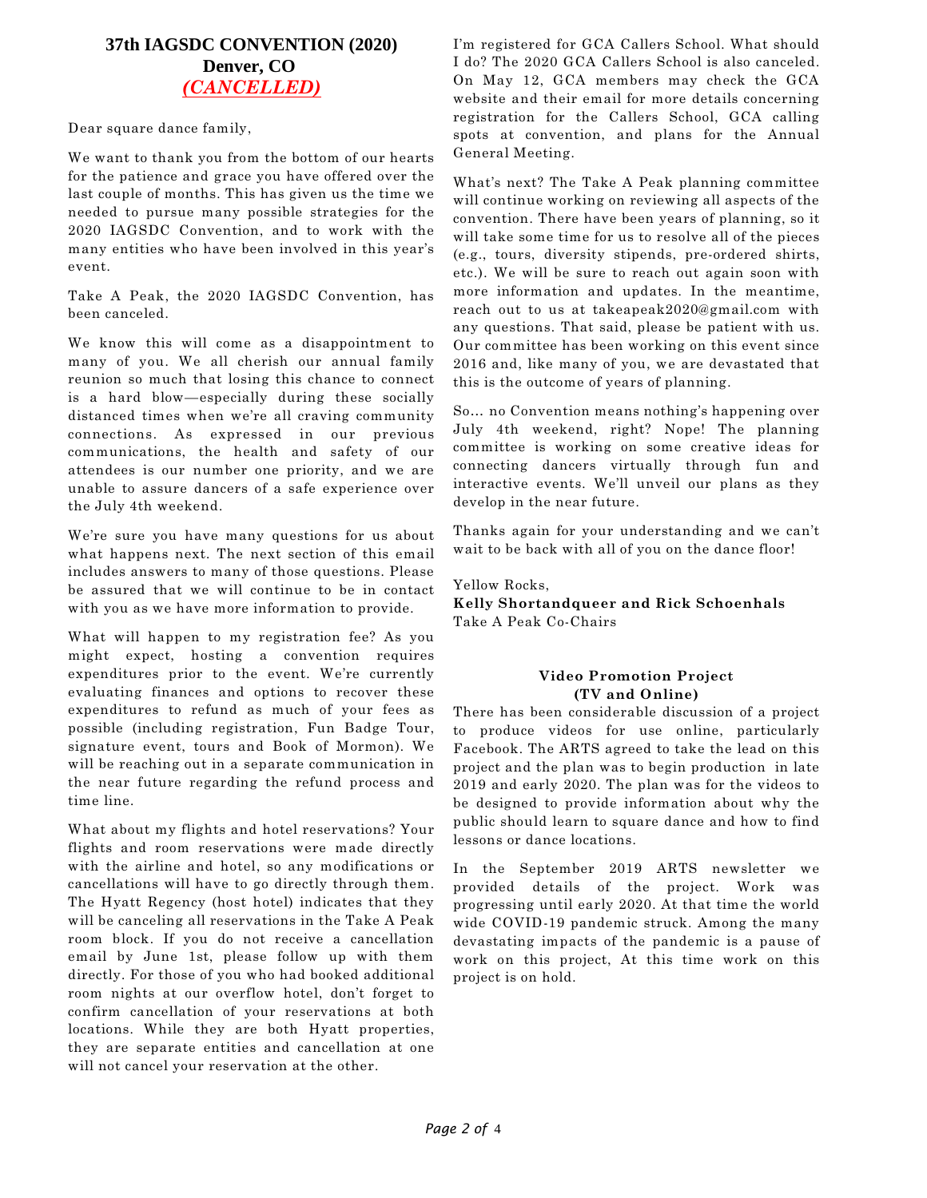## 37th IAGSDC CONVENTION (2020)
## Denver, CO
## *(CANCELLED)*

Dear square dance family,

We want to thank you from the bottom of our hearts for the patience and grace you have offered over the last couple of months. This has given us the time we needed to pursue many possible strategies for the 2020 IAGSDC Convention, and to work with the many entities who have been involved in this year's event.

Take A Peak, the 2020 IAGSDC Convention, has been canceled.

We know this will come as a disappointment to many of you. We all cherish our annual family reunion so much that losing this chance to connect is a hard blow—especially during these socially distanced times when we're all craving community connections. As expressed in our previous communications, the health and safety of our attendees is our number one priority, and we are unable to assure dancers of a safe experience over the July 4th weekend.

We're sure you have many questions for us about what happens next. The next section of this email includes answers to many of those questions. Please be assured that we will continue to be in contact with you as we have more information to provide.

What will happen to my registration fee? As you might expect, hosting a convention requires expenditures prior to the event. We're currently evaluating finances and options to recover these expenditures to refund as much of your fees as possible (including registration, Fun Badge Tour, signature event, tours and Book of Mormon). We will be reaching out in a separate communication in the near future regarding the refund process and time line.

What about my flights and hotel reservations? Your flights and room reservations were made directly with the airline and hotel, so any modifications or cancellations will have to go directly through them. The Hyatt Regency (host hotel) indicates that they will be canceling all reservations in the Take A Peak room block. If you do not receive a cancellation email by June 1st, please follow up with them directly. For those of you who had booked additional room nights at our overflow hotel, don't forget to confirm cancellation of your reservations at both locations. While they are both Hyatt properties, they are separate entities and cancellation at one will not cancel your reservation at the other.

I'm registered for GCA Callers School. What should I do? The 2020 GCA Callers School is also canceled. On May 12, GCA members may check the GCA website and their email for more details concerning registration for the Callers School, GCA calling spots at convention, and plans for the Annual General Meeting.

What's next? The Take A Peak planning committee will continue working on reviewing all aspects of the convention. There have been years of planning, so it will take some time for us to resolve all of the pieces (e.g., tours, diversity stipends, pre-ordered shirts, etc.). We will be sure to reach out again soon with more information and updates. In the meantime, reach out to us at takeapeak2020@gmail.com with any questions. That said, please be patient with us. Our committee has been working on this event since 2016 and, like many of you, we are devastated that this is the outcome of years of planning.

So... no Convention means nothing's happening over July 4th weekend, right? Nope! The planning committee is working on some creative ideas for connecting dancers virtually through fun and interactive events. We'll unveil our plans as they develop in the near future.

Thanks again for your understanding and we can't wait to be back with all of you on the dance floor!

Yellow Rocks,
**Kelly Shortandqueer and Rick Schoenhals**
Take A Peak Co-Chairs

### Video Promotion Project
### (TV and Online)

There has been considerable discussion of a project to produce videos for use online, particularly Facebook. The ARTS agreed to take the lead on this project and the plan was to begin production in late 2019 and early 2020. The plan was for the videos to be designed to provide information about why the public should learn to square dance and how to find lessons or dance locations.

In the September 2019 ARTS newsletter we provided details of the project. Work was progressing until early 2020. At that time the world wide COVID-19 pandemic struck. Among the many devastating impacts of the pandemic is a pause of work on this project, At this time work on this project is on hold.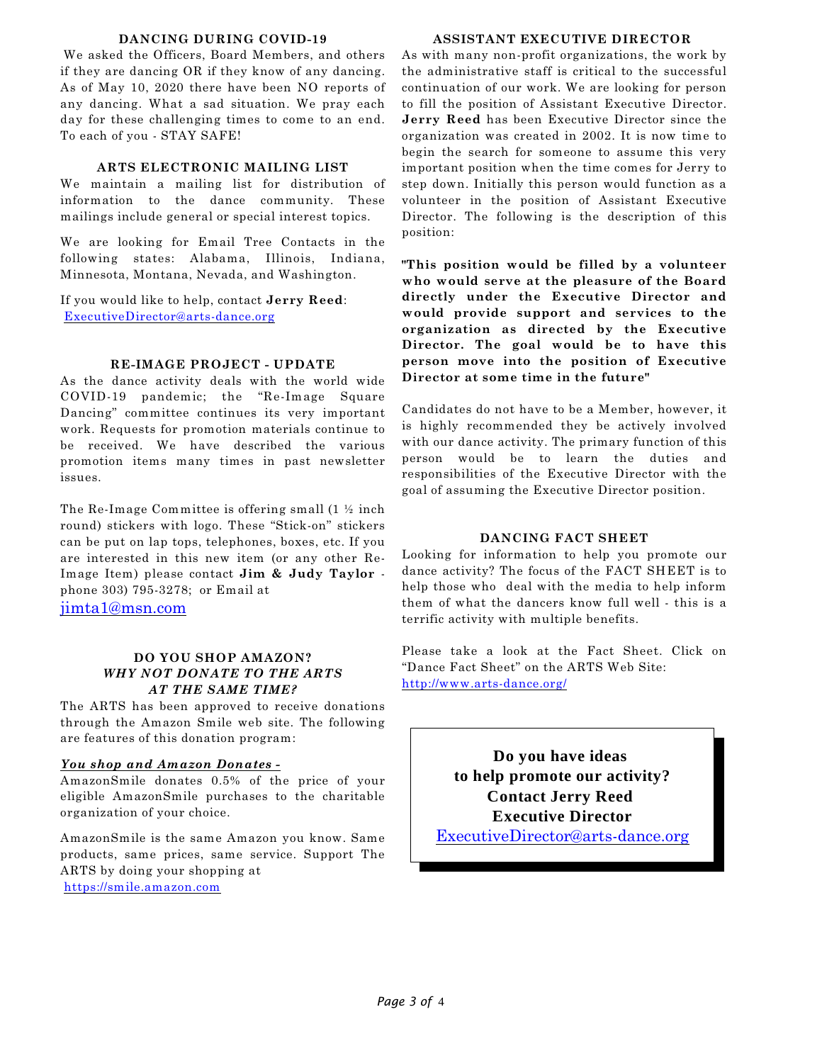## DANCING DURING COVID-19

We asked the Officers, Board Members, and others if they are dancing OR if they know of any dancing. As of May 10, 2020 there have been NO reports of any dancing. What a sad situation. We pray each day for these challenging times to come to an end. To each of you - STAY SAFE!

## ARTS ELECTRONIC MAILING LIST

We maintain a mailing list for distribution of information to the dance community. These mailings include general or special interest topics.

We are looking for Email Tree Contacts in the following states: Alabama, Illinois, Indiana, Minnesota, Montana, Nevada, and Washington.

If you would like to help, contact **Jerry Reed**: ExecutiveDirector@arts-dance.org

## RE-IMAGE PROJECT - UPDATE

As the dance activity deals with the world wide COVID-19 pandemic; the "Re-Image Square Dancing" committee continues its very important work. Requests for promotion materials continue to be received. We have described the various promotion items many times in past newsletter issues.

The Re-Image Committee is offering small (1 ½ inch round) stickers with logo. These "Stick-on" stickers can be put on lap tops, telephones, boxes, etc. If you are interested in this new item (or any other Re-Image Item) please contact **Jim & Judy Taylor** - phone 303) 795-3278; or Email at jimta1@msn.com

## DO YOU SHOP AMAZON? *WHY NOT DONATE TO THE ARTS AT THE SAME TIME?*

The ARTS has been approved to receive donations through the Amazon Smile web site. The following are features of this donation program:

***You shop and Amazon Donates -***

AmazonSmile donates 0.5% of the price of your eligible AmazonSmile purchases to the charitable organization of your choice.

AmazonSmile is the same Amazon you know. Same products, same prices, same service. Support The ARTS by doing your shopping at https://smile.amazon.com

## ASSISTANT EXECUTIVE DIRECTOR

As with many non-profit organizations, the work by the administrative staff is critical to the successful continuation of our work. We are looking for person to fill the position of Assistant Executive Director. **Jerry Reed** has been Executive Director since the organization was created in 2002. It is now time to begin the search for someone to assume this very important position when the time comes for Jerry to step down. Initially this person would function as a volunteer in the position of Assistant Executive Director. The following is the description of this position:

**"This position would be filled by a volunteer who would serve at the pleasure of the Board directly under the Executive Director and would provide support and services to the organization as directed by the Executive Director. The goal would be to have this person move into the position of Executive Director at some time in the future"**

Candidates do not have to be a Member, however, it is highly recommended they be actively involved with our dance activity. The primary function of this person would be to learn the duties and responsibilities of the Executive Director with the goal of assuming the Executive Director position.

## DANCING FACT SHEET

Looking for information to help you promote our dance activity? The focus of the FACT SHEET is to help those who deal with the media to help inform them of what the dancers know full well - this is a terrific activity with multiple benefits.

Please take a look at the Fact Sheet. Click on "Dance Fact Sheet" on the ARTS Web Site: http://www.arts-dance.org/

**Do you have ideas to help promote our activity? Contact Jerry Reed Executive Director**
ExecutiveDirector@arts-dance.org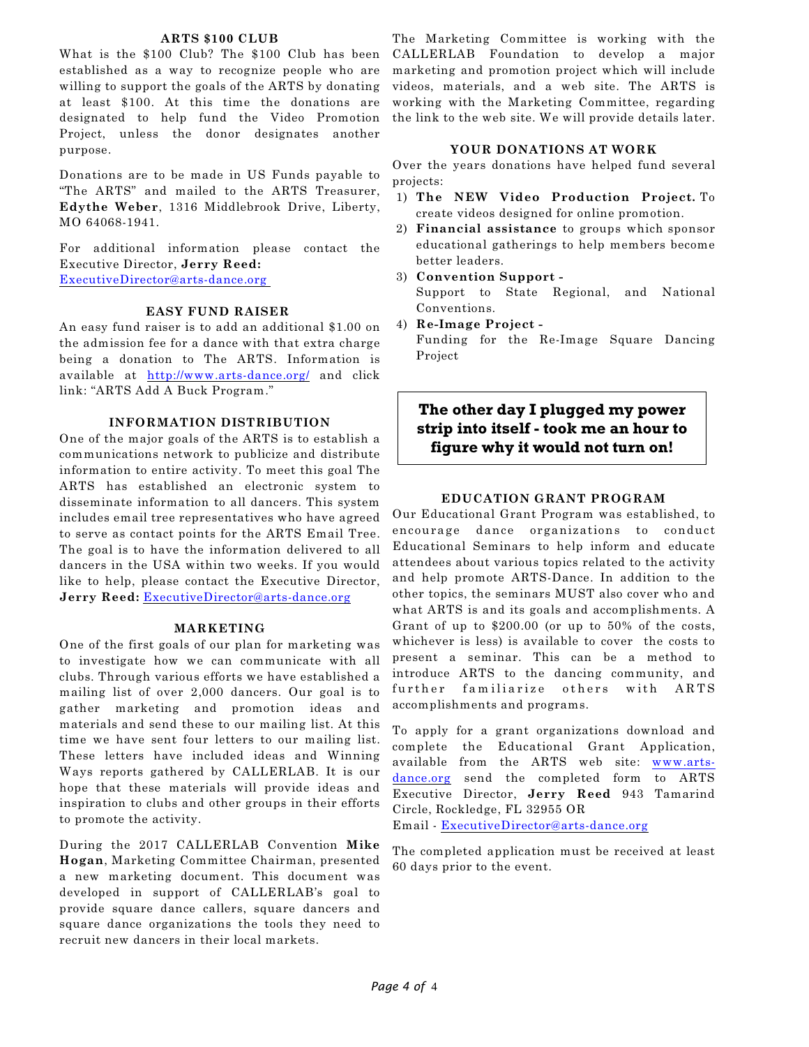### ARTS $100 CLUB

What is the $100 Club? The $100 Club has been established as a way to recognize people who are willing to support the goals of the ARTS by donating at least $100. At this time the donations are designated to help fund the Video Promotion Project, unless the donor designates another purpose.

Donations are to be made in US Funds payable to "The ARTS" and mailed to the ARTS Treasurer, **Edythe Weber**, 1316 Middlebrook Drive, Liberty, MO 64068-1941.

For additional information please contact the Executive Director, **Jerry Reed:** ExecutiveDirector@arts-dance.org

### EASY FUND RAISER

An easy fund raiser is to add an additional $1.00 on the admission fee for a dance with that extra charge being a donation to The ARTS. Information is available at http://www.arts-dance.org/ and click link: "ARTS Add A Buck Program."

### INFORMATION DISTRIBUTION

One of the major goals of the ARTS is to establish a communications network to publicize and distribute information to entire activity. To meet this goal The ARTS has established an electronic system to disseminate information to all dancers. This system includes email tree representatives who have agreed to serve as contact points for the ARTS Email Tree. The goal is to have the information delivered to all dancers in the USA within two weeks. If you would like to help, please contact the Executive Director, **Jerry Reed:** ExecutiveDirector@arts-dance.org

### MARKETING

One of the first goals of our plan for marketing was to investigate how we can communicate with all clubs. Through various efforts we have established a mailing list of over 2,000 dancers. Our goal is to gather marketing and promotion ideas and materials and send these to our mailing list. At this time we have sent four letters to our mailing list. These letters have included ideas and Winning Ways reports gathered by CALLERLAB. It is our hope that these materials will provide ideas and inspiration to clubs and other groups in their efforts to promote the activity.

During the 2017 CALLERLAB Convention **Mike Hogan**, Marketing Committee Chairman, presented a new marketing document. This document was developed in support of CALLERLAB's goal to provide square dance callers, square dancers and square dance organizations the tools they need to recruit new dancers in their local markets.

The Marketing Committee is working with the CALLERLAB Foundation to develop a major marketing and promotion project which will include videos, materials, and a web site. The ARTS is working with the Marketing Committee, regarding the link to the web site. We will provide details later.

### YOUR DONATIONS AT WORK

Over the years donations have helped fund several projects:

1) **The NEW Video Production Project.** To create videos designed for online promotion.
2) **Financial assistance** to groups which sponsor educational gatherings to help members become better leaders.
3) **Convention Support -** Support to State Regional, and National Conventions.
4) **Re-Image Project -** Funding for the Re-Image Square Dancing Project

**The other day I plugged my power strip into itself - took me an hour to figure why it would not turn on!**

### EDUCATION GRANT PROGRAM

Our Educational Grant Program was established, to encourage dance organizations to conduct Educational Seminars to help inform and educate attendees about various topics related to the activity and help promote ARTS-Dance. In addition to the other topics, the seminars MUST also cover who and what ARTS is and its goals and accomplishments. A Grant of up to $200.00 (or up to 50% of the costs, whichever is less) is available to cover the costs to present a seminar. This can be a method to introduce ARTS to the dancing community, and further familiarize others with ARTS accomplishments and programs.

To apply for a grant organizations download and complete the Educational Grant Application, available from the ARTS web site: www.arts-dance.org send the completed form to ARTS Executive Director, **Jerry Reed** 943 Tamarind Circle, Rockledge, FL 32955 OR
Email - ExecutiveDirector@arts-dance.org

The completed application must be received at least 60 days prior to the event.